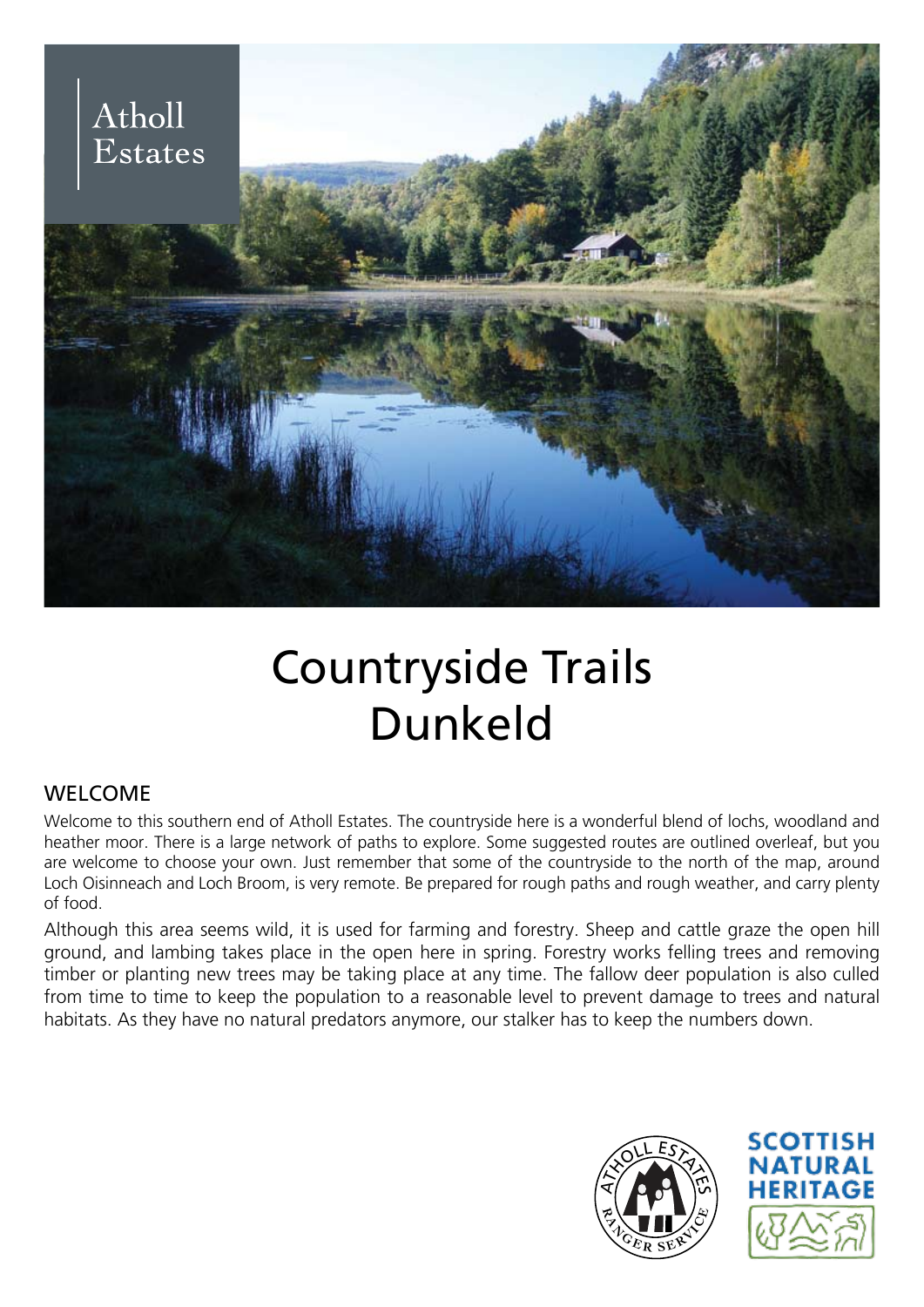Atholl Estates

# Countryside Trails Dunkeld

## WELCOME

Welcome to this southern end of Atholl Estates. The countryside here is a wonderful blend of lochs, woodland and heather moor. There is a large network of paths to explore. Some suggested routes are outlined overleaf, but you are welcome to choose your own. Just remember that some of the countryside to the north of the map, around Loch Oisinneach and Loch Broom, is very remote. Be prepared for rough paths and rough weather, and carry plenty of food.

Although this area seems wild, it is used for farming and forestry. Sheep and cattle graze the open hill ground, and lambing takes place in the open here in spring. Forestry works felling trees and removing timber or planting new trees may be taking place at any time. The fallow deer population is also culled from time to time to keep the population to a reasonable level to prevent damage to trees and natural habitats. As they have no natural predators anymore, our stalker has to keep the numbers down.

ATHOLL ESTATES RANGER SERVICE

SCOTTISH NATURAL HERITAGE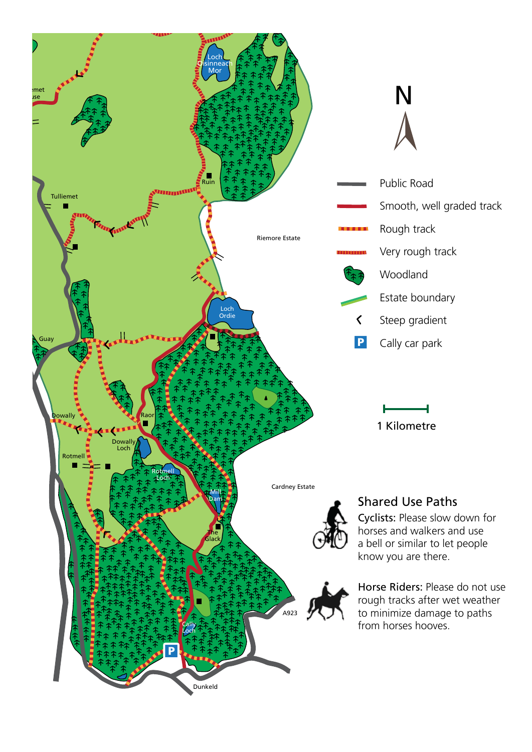N

Public Road

Smooth, well graded track

Rough track

Very rough track

Woodland

Estate boundary

Steep gradient

Cally car park

1 Kilometre

## Shared Use Paths

**Cyclists:** Please slow down for horses and walkers and use a bell or similar to let people know you are there.

**Horse Riders:** Please do not use rough tracks after wet weather to minimize damage to paths from horses hooves.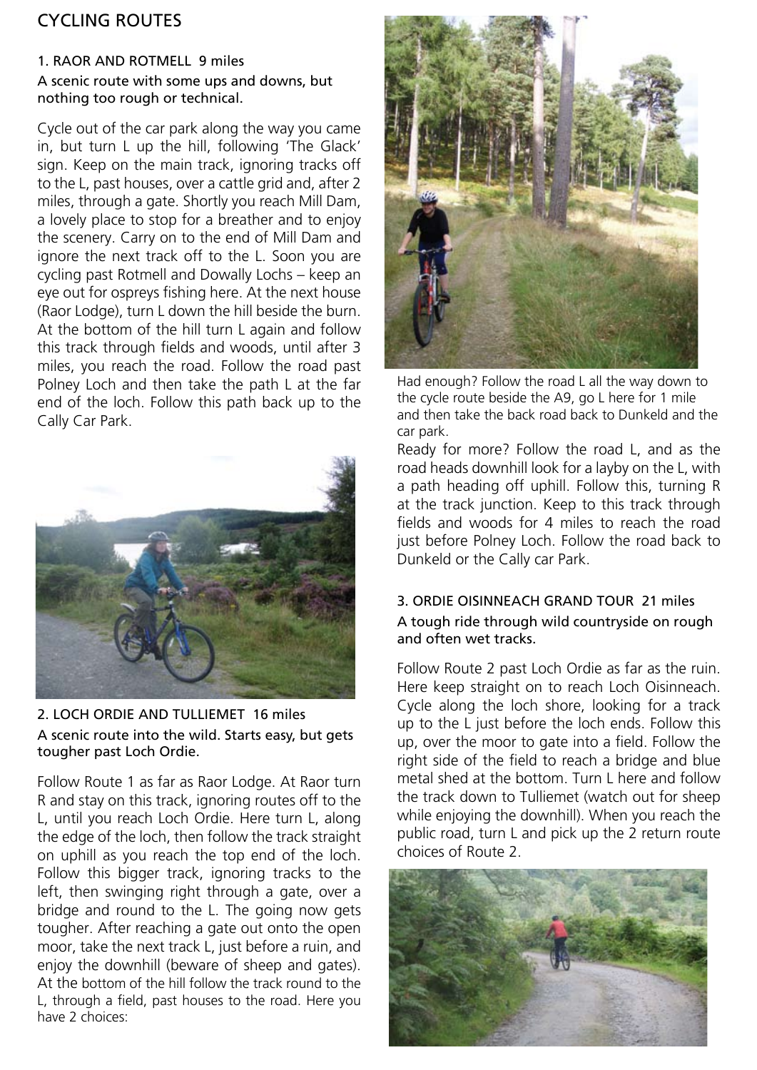# CYCLING ROUTES

## 1. RAOR AND ROTMELL 9 miles

A scenic route with some ups and downs, but nothing too rough or technical.

Cycle out of the car park along the way you came in, but turn L up the hill, following 'The Glack' sign. Keep on the main track, ignoring tracks off to the L, past houses, over a cattle grid and, after 2 miles, through a gate. Shortly you reach Mill Dam, a lovely place to stop for a breather and to enjoy the scenery. Carry on to the end of Mill Dam and ignore the next track off to the L. Soon you are cycling past Rotmell and Dowally Lochs – keep an eye out for ospreys fishing here. At the next house (Raor Lodge), turn L down the hill beside the burn. At the bottom of the hill turn L again and follow this track through fields and woods, until after 3 miles, you reach the road. Follow the road past Polney Loch and then take the path L at the far end of the loch. Follow this path back up to the Cally Car Park.

## 2. LOCH ORDIE AND TULLIEMET 16 miles

A scenic route into the wild. Starts easy, but gets tougher past Loch Ordie.

Follow Route 1 as far as Raor Lodge. At Raor turn R and stay on this track, ignoring routes off to the L, until you reach Loch Ordie. Here turn L, along the edge of the loch, then follow the track straight on uphill as you reach the top end of the loch. Follow this bigger track, ignoring tracks to the left, then swinging right through a gate, over a bridge and round to the L. The going now gets tougher. After reaching a gate out onto the open moor, take the next track L, just before a ruin, and enjoy the downhill (beware of sheep and gates). At the bottom of the hill follow the track round to the L, through a field, past houses to the road. Here you have 2 choices:

Had enough? Follow the road L all the way down to the cycle route beside the A9, go L here for 1 mile and then take the back road back to Dunkeld and the car park.

Ready for more? Follow the road L, and as the road heads downhill look for a layby on the L, with a path heading off uphill. Follow this, turning R at the track junction. Keep to this track through fields and woods for 4 miles to reach the road just before Polney Loch. Follow the road back to Dunkeld or the Cally car Park.

## 3. ORDIE OISINNEACH GRAND TOUR 21 miles

A tough ride through wild countryside on rough and often wet tracks.

Follow Route 2 past Loch Ordie as far as the ruin. Here keep straight on to reach Loch Oisinneach. Cycle along the loch shore, looking for a track up to the L just before the loch ends. Follow this up, over the moor to gate into a field. Follow the right side of the field to reach a bridge and blue metal shed at the bottom. Turn L here and follow the track down to Tulliemet (watch out for sheep while enjoying the downhill). When you reach the public road, turn L and pick up the 2 return route choices of Route 2.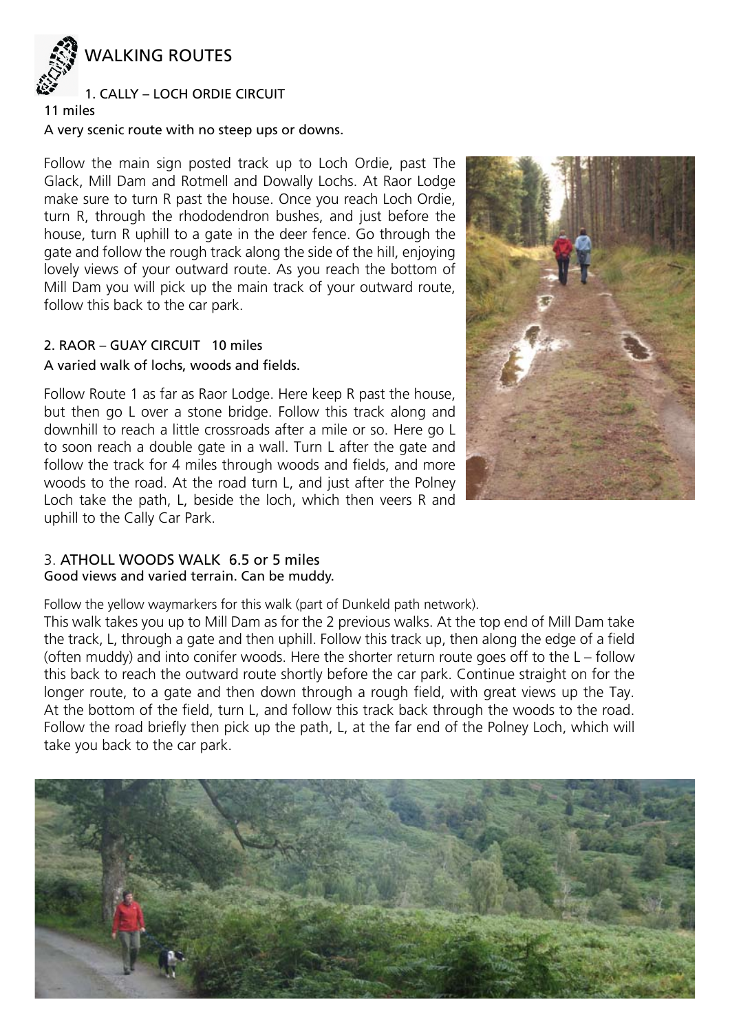# WALKING ROUTES

## 1. CALLY – LOCH ORDIE CIRCUIT

11 miles

A very scenic route with no steep ups or downs.

Follow the main sign posted track up to Loch Ordie, past The Glack, Mill Dam and Rotmell and Dowally Lochs. At Raor Lodge make sure to turn R past the house. Once you reach Loch Ordie, turn R, through the rhododendron bushes, and just before the house, turn R uphill to a gate in the deer fence. Go through the gate and follow the rough track along the side of the hill, enjoying lovely views of your outward route. As you reach the bottom of Mill Dam you will pick up the main track of your outward route, follow this back to the car park.

## 2. RAOR – GUAY CIRCUIT 10 miles

A varied walk of lochs, woods and fields.

Follow Route 1 as far as Raor Lodge. Here keep R past the house, but then go L over a stone bridge. Follow this track along and downhill to reach a little crossroads after a mile or so. Here go L to soon reach a double gate in a wall. Turn L after the gate and follow the track for 4 miles through woods and fields, and more woods to the road. At the road turn L, and just after the Polney Loch take the path, L, beside the loch, which then veers R and uphill to the Cally Car Park.

## 3. ATHOLL WOODS WALK 6.5 or 5 miles

**Good views and varied terrain. Can be muddy.**

Follow the yellow waymarkers for this walk (part of Dunkeld path network).

This walk takes you up to Mill Dam as for the 2 previous walks. At the top end of Mill Dam take the track, L, through a gate and then uphill. Follow this track up, then along the edge of a field (often muddy) and into conifer woods. Here the shorter return route goes off to the L – follow this back to reach the outward route shortly before the car park. Continue straight on for the longer route, to a gate and then down through a rough field, with great views up the Tay. At the bottom of the field, turn L, and follow this track back through the woods to the road. Follow the road briefly then pick up the path, L, at the far end of the Polney Loch, which will take you back to the car park.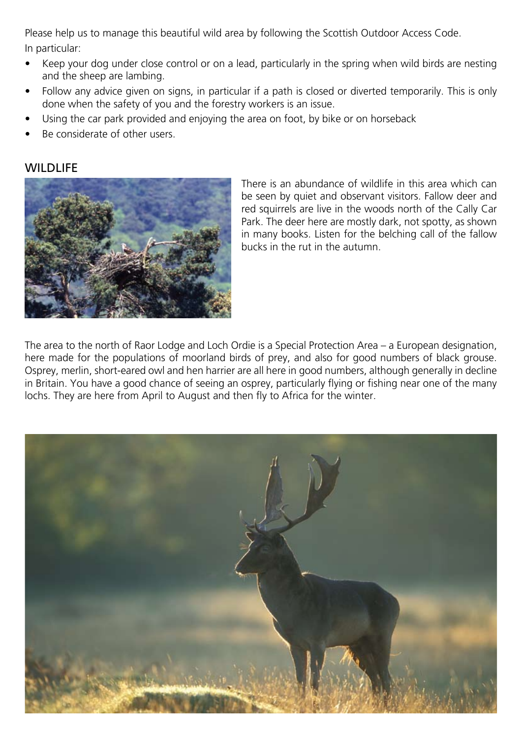Please help us to manage this beautiful wild area by following the Scottish Outdoor Access Code. In particular:

- Keep your dog under close control or on a lead, particularly in the spring when wild birds are nesting and the sheep are lambing.
- Follow any advice given on signs, in particular if a path is closed or diverted temporarily. This is only done when the safety of you and the forestry workers is an issue.
- Using the car park provided and enjoying the area on foot, by bike or on horseback
- Be considerate of other users.

## WILDLIFE

There is an abundance of wildlife in this area which can be seen by quiet and observant visitors. Fallow deer and red squirrels are live in the woods north of the Cally Car Park. The deer here are mostly dark, not spotty, as shown in many books. Listen for the belching call of the fallow bucks in the rut in the autumn.

The area to the north of Raor Lodge and Loch Ordie is a Special Protection Area – a European designation, here made for the populations of moorland birds of prey, and also for good numbers of black grouse. Osprey, merlin, short-eared owl and hen harrier are all here in good numbers, although generally in decline in Britain. You have a good chance of seeing an osprey, particularly flying or fishing near one of the many lochs. They are here from April to August and then fly to Africa for the winter.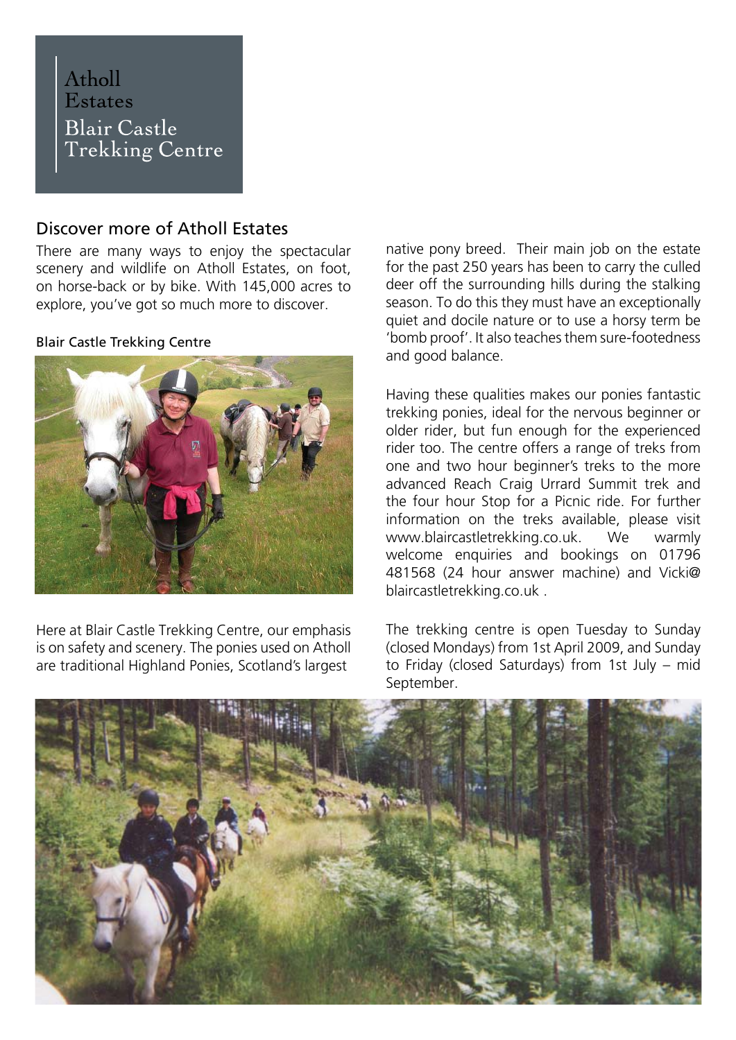Atholl Estates

Blair Castle Trekking Centre

## Discover more of Atholl Estates

There are many ways to enjoy the spectacular scenery and wildlife on Atholl Estates, on foot, on horse-back or by bike. With 145,000 acres to explore, you've got so much more to discover.

### Blair Castle Trekking Centre

Here at Blair Castle Trekking Centre, our emphasis is on safety and scenery. The ponies used on Atholl are traditional Highland Ponies, Scotland's largest native pony breed. Their main job on the estate for the past 250 years has been to carry the culled deer off the surrounding hills during the stalking season. To do this they must have an exceptionally quiet and docile nature or to use a horsy term be 'bomb proof'. It also teaches them sure-footedness and good balance.

Having these qualities makes our ponies fantastic trekking ponies, ideal for the nervous beginner or older rider, but fun enough for the experienced rider too. The centre offers a range of treks from one and two hour beginner's treks to the more advanced Reach Craig Urrard Summit trek and the four hour Stop for a Picnic ride. For further information on the treks available, please visit www.blaircastletrekking.co.uk. We warmly welcome enquiries and bookings on 01796 481568 (24 hour answer machine) and Vicki@blaircastletrekking.co.uk .

The trekking centre is open Tuesday to Sunday (closed Mondays) from 1st April 2009, and Sunday to Friday (closed Saturdays) from 1st July – mid September.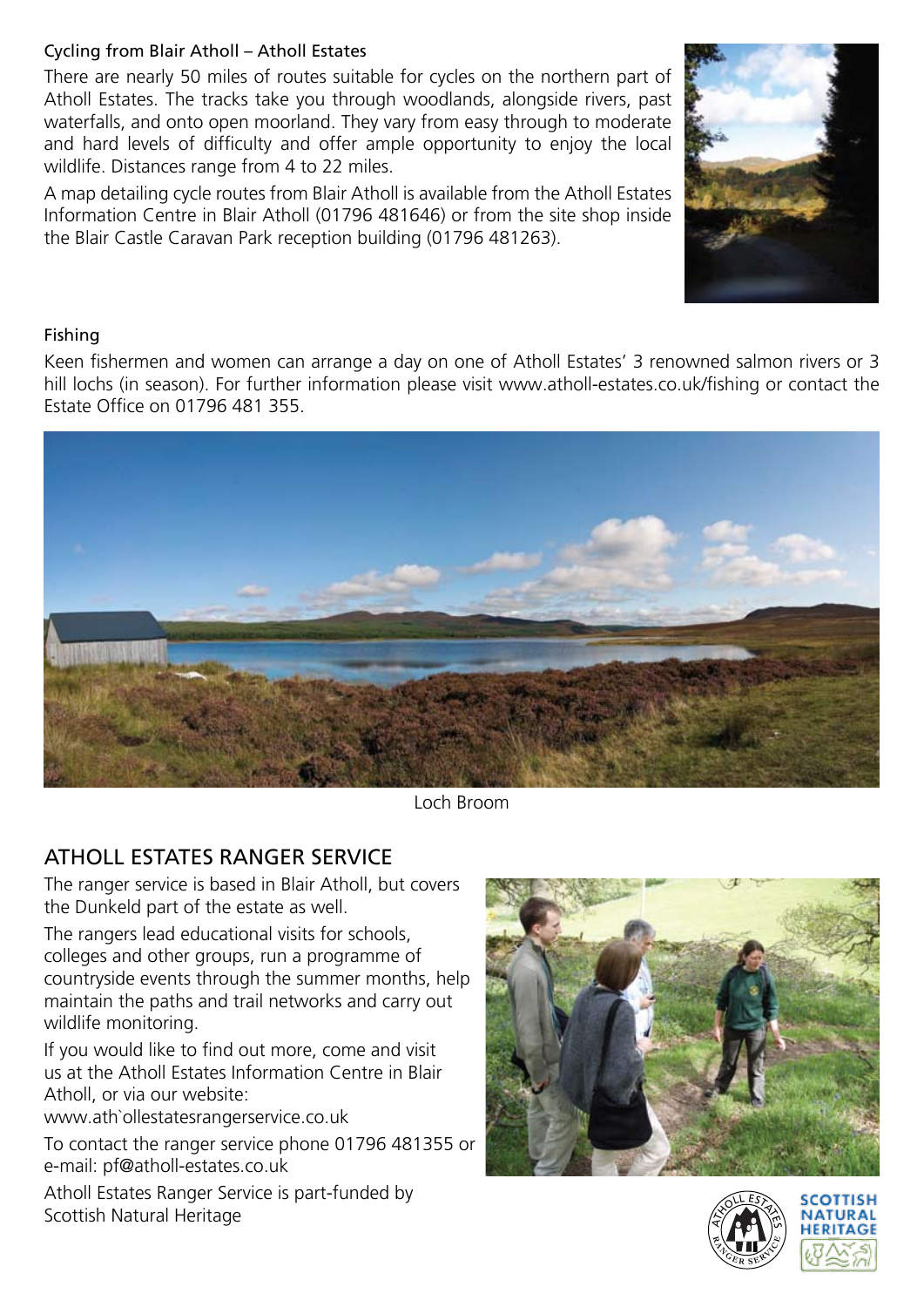### Cycling from Blair Atholl – Atholl Estates

There are nearly 50 miles of routes suitable for cycles on the northern part of Atholl Estates. The tracks take you through woodlands, alongside rivers, past waterfalls, and onto open moorland. They vary from easy through to moderate and hard levels of difficulty and offer ample opportunity to enjoy the local wildlife. Distances range from 4 to 22 miles.

A map detailing cycle routes from Blair Atholl is available from the Atholl Estates Information Centre in Blair Atholl (01796 481646) or from the site shop inside the Blair Castle Caravan Park reception building (01796 481263).

### Fishing

Keen fishermen and women can arrange a day on one of Atholl Estates' 3 renowned salmon rivers or 3 hill lochs (in season). For further information please visit www.atholl-estates.co.uk/fishing or contact the Estate Office on 01796 481 355.

Loch Broom

## ATHOLL ESTATES RANGER SERVICE

The ranger service is based in Blair Atholl, but covers the Dunkeld part of the estate as well.

The rangers lead educational visits for schools, colleges and other groups, run a programme of countryside events through the summer months, help maintain the paths and trail networks and carry out wildlife monitoring.

If you would like to find out more, come and visit us at the Atholl Estates Information Centre in Blair Atholl, or via our website:
www.ath`ollestatesrangerservice.co.uk

To contact the ranger service phone 01796 481355 or e-mail: pf@atholl-estates.co.uk

Atholl Estates Ranger Service is part-funded by Scottish Natural Heritage